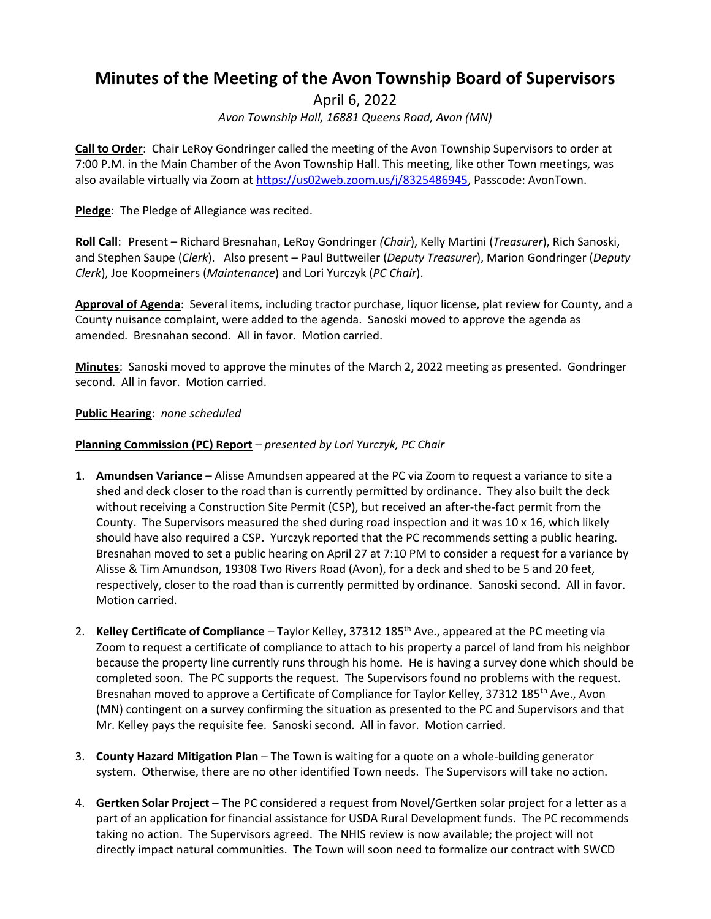# Minutes of the Meeting of the Avon Township Board of Supervisors

April 6, 2022

*Avon Township Hall, 16881 Queens Road, Avon (MN)*

**Call to Order**: Chair LeRoy Gondringer called the meeting of the Avon Township Supervisors to order at 7:00 P.M. in the Main Chamber of the Avon Township Hall. This meeting, like other Town meetings, was also available virtually via Zoom at https://us02web.zoom.us/j/8325486945, Passcode: AvonTown.

**Pledge**: The Pledge of Allegiance was recited.

**Roll Call**: Present – Richard Bresnahan, LeRoy Gondringer *(Chair*), Kelly Martini (*Treasurer*), Rich Sanoski, and Stephen Saupe (*Clerk*). Also present – Paul Buttweiler (*Deputy Treasurer*), Marion Gondringer (*Deputy Clerk*), Joe Koopmeiners (*Maintenance*) and Lori Yurczyk (*PC Chair*).

**Approval of Agenda**: Several items, including tractor purchase, liquor license, plat review for County, and a County nuisance complaint, were added to the agenda. Sanoski moved to approve the agenda as amended. Bresnahan second. All in favor. Motion carried.

**Minutes**: Sanoski moved to approve the minutes of the March 2, 2022 meeting as presented. Gondringer second. All in favor. Motion carried.

**Public Hearing**: *none scheduled*

**Planning Commission (PC) Report** – *presented by Lori Yurczyk, PC Chair*

1. **Amundsen Variance** – Alisse Amundsen appeared at the PC via Zoom to request a variance to site a shed and deck closer to the road than is currently permitted by ordinance. They also built the deck without receiving a Construction Site Permit (CSP), but received an after-the-fact permit from the County. The Supervisors measured the shed during road inspection and it was 10 x 16, which likely should have also required a CSP. Yurczyk reported that the PC recommends setting a public hearing. Bresnahan moved to set a public hearing on April 27 at 7:10 PM to consider a request for a variance by Alisse & Tim Amundson, 19308 Two Rivers Road (Avon), for a deck and shed to be 5 and 20 feet, respectively, closer to the road than is currently permitted by ordinance. Sanoski second. All in favor. Motion carried.

2. **Kelley Certificate of Compliance** – Taylor Kelley, 37312 185th Ave., appeared at the PC meeting via Zoom to request a certificate of compliance to attach to his property a parcel of land from his neighbor because the property line currently runs through his home. He is having a survey done which should be completed soon. The PC supports the request. The Supervisors found no problems with the request. Bresnahan moved to approve a Certificate of Compliance for Taylor Kelley, 37312 185th Ave., Avon (MN) contingent on a survey confirming the situation as presented to the PC and Supervisors and that Mr. Kelley pays the requisite fee. Sanoski second. All in favor. Motion carried.

3. **County Hazard Mitigation Plan** – The Town is waiting for a quote on a whole-building generator system. Otherwise, there are no other identified Town needs. The Supervisors will take no action.

4. **Gertken Solar Project** – The PC considered a request from Novel/Gertken solar project for a letter as a part of an application for financial assistance for USDA Rural Development funds. The PC recommends taking no action. The Supervisors agreed. The NHIS review is now available; the project will not directly impact natural communities. The Town will soon need to formalize our contract with SWCD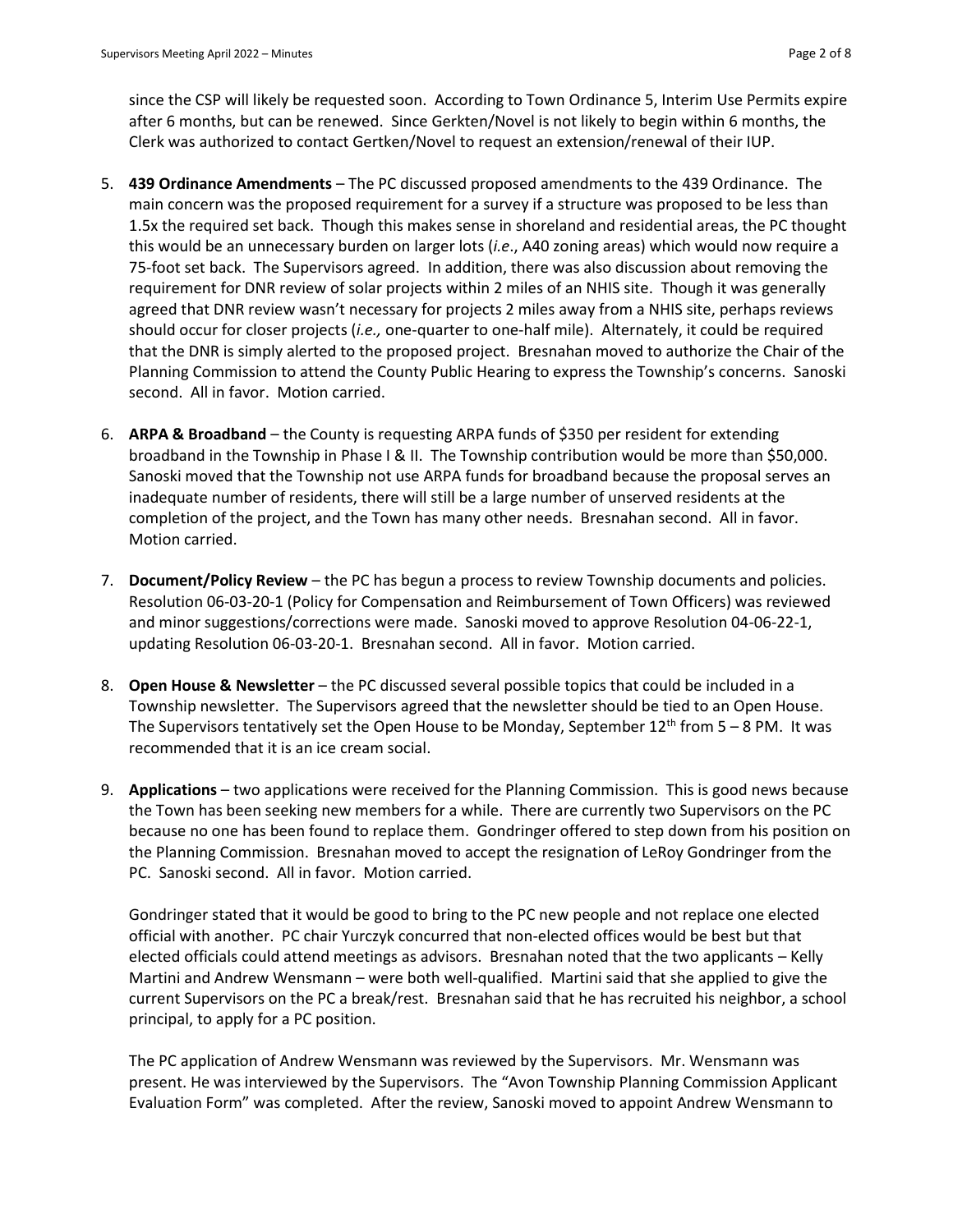since the CSP will likely be requested soon. According to Town Ordinance 5, Interim Use Permits expire after 6 months, but can be renewed. Since Gerkten/Novel is not likely to begin within 6 months, the Clerk was authorized to contact Gertken/Novel to request an extension/renewal of their IUP.

5. **439 Ordinance Amendments** – The PC discussed proposed amendments to the 439 Ordinance. The main concern was the proposed requirement for a survey if a structure was proposed to be less than 1.5x the required set back. Though this makes sense in shoreland and residential areas, the PC thought this would be an unnecessary burden on larger lots (*i.e*., A40 zoning areas) which would now require a 75-foot set back. The Supervisors agreed. In addition, there was also discussion about removing the requirement for DNR review of solar projects within 2 miles of an NHIS site. Though it was generally agreed that DNR review wasn't necessary for projects 2 miles away from a NHIS site, perhaps reviews should occur for closer projects (*i.e.,* one-quarter to one-half mile). Alternately, it could be required that the DNR is simply alerted to the proposed project. Bresnahan moved to authorize the Chair of the Planning Commission to attend the County Public Hearing to express the Township's concerns. Sanoski second. All in favor. Motion carried.

6. **ARPA & Broadband** – the County is requesting ARPA funds of $350 per resident for extending broadband in the Township in Phase I & II. The Township contribution would be more than $50,000. Sanoski moved that the Township not use ARPA funds for broadband because the proposal serves an inadequate number of residents, there will still be a large number of unserved residents at the completion of the project, and the Town has many other needs. Bresnahan second. All in favor. Motion carried.

7. **Document/Policy Review** – the PC has begun a process to review Township documents and policies. Resolution 06-03-20-1 (Policy for Compensation and Reimbursement of Town Officers) was reviewed and minor suggestions/corrections were made. Sanoski moved to approve Resolution 04-06-22-1, updating Resolution 06-03-20-1. Bresnahan second. All in favor. Motion carried.

8. **Open House & Newsletter** – the PC discussed several possible topics that could be included in a Township newsletter. The Supervisors agreed that the newsletter should be tied to an Open House. The Supervisors tentatively set the Open House to be Monday, September 12th from 5 – 8 PM. It was recommended that it is an ice cream social.

9. **Applications** – two applications were received for the Planning Commission. This is good news because the Town has been seeking new members for a while. There are currently two Supervisors on the PC because no one has been found to replace them. Gondringer offered to step down from his position on the Planning Commission. Bresnahan moved to accept the resignation of LeRoy Gondringer from the PC. Sanoski second. All in favor. Motion carried.

   Gondringer stated that it would be good to bring to the PC new people and not replace one elected official with another. PC chair Yurczyk concurred that non-elected offices would be best but that elected officials could attend meetings as advisors. Bresnahan noted that the two applicants – Kelly Martini and Andrew Wensmann – were both well-qualified. Martini said that she applied to give the current Supervisors on the PC a break/rest. Bresnahan said that he has recruited his neighbor, a school principal, to apply for a PC position.

   The PC application of Andrew Wensmann was reviewed by the Supervisors. Mr. Wensmann was present. He was interviewed by the Supervisors. The "Avon Township Planning Commission Applicant Evaluation Form" was completed. After the review, Sanoski moved to appoint Andrew Wensmann to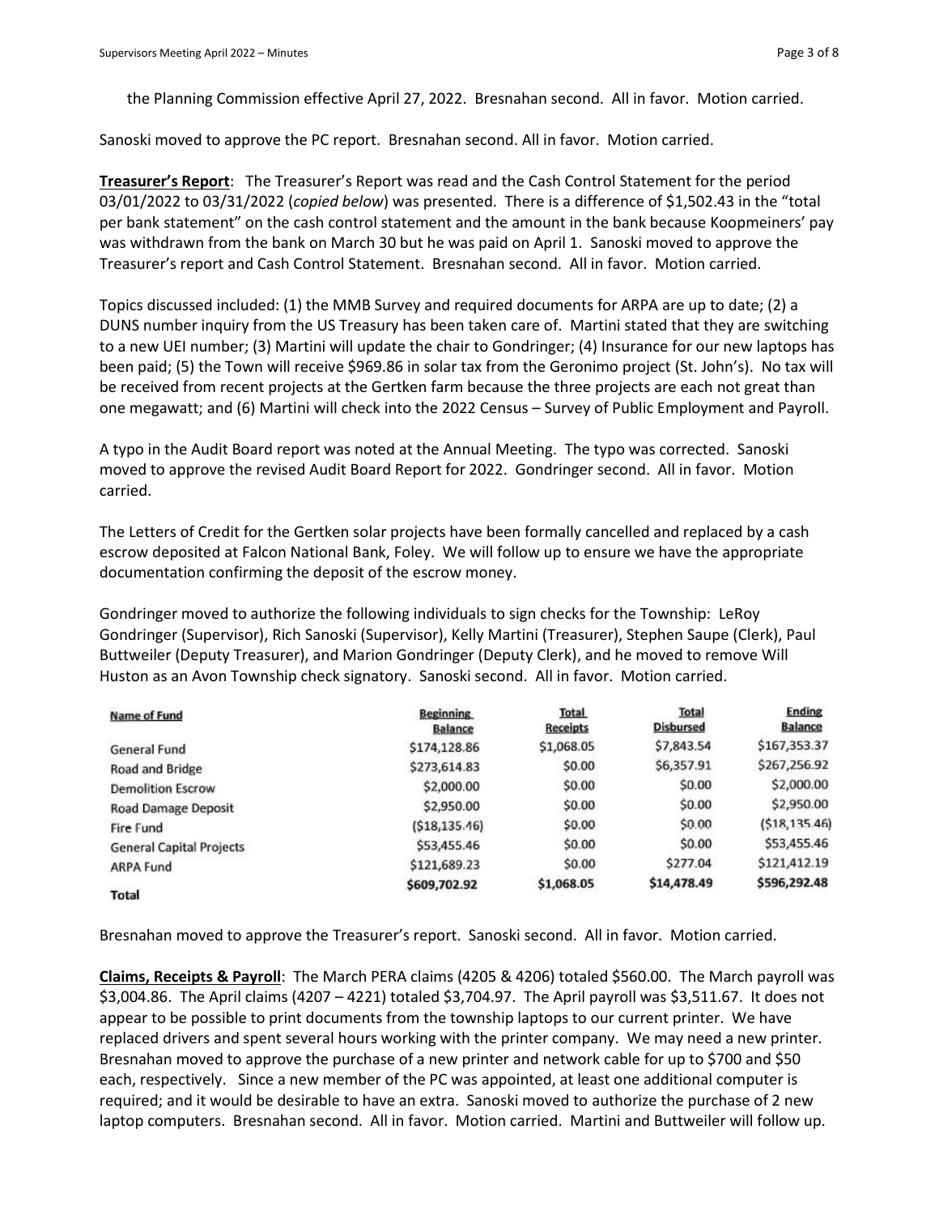the Planning Commission effective April 27, 2022. Bresnahan second. All in favor. Motion carried.

Sanoski moved to approve the PC report. Bresnahan second. All in favor. Motion carried.

**Treasurer's Report**: The Treasurer's Report was read and the Cash Control Statement for the period 03/01/2022 to 03/31/2022 (*copied below*) was presented. There is a difference of $1,502.43 in the "total per bank statement" on the cash control statement and the amount in the bank because Koopmeiners' pay was withdrawn from the bank on March 30 but he was paid on April 1. Sanoski moved to approve the Treasurer's report and Cash Control Statement. Bresnahan second. All in favor. Motion carried.

Topics discussed included: (1) the MMB Survey and required documents for ARPA are up to date; (2) a DUNS number inquiry from the US Treasury has been taken care of. Martini stated that they are switching to a new UEI number; (3) Martini will update the chair to Gondringer; (4) Insurance for our new laptops has been paid; (5) the Town will receive $969.86 in solar tax from the Geronimo project (St. John's). No tax will be received from recent projects at the Gertken farm because the three projects are each not great than one megawatt; and (6) Martini will check into the 2022 Census – Survey of Public Employment and Payroll.

A typo in the Audit Board report was noted at the Annual Meeting. The typo was corrected. Sanoski moved to approve the revised Audit Board Report for 2022. Gondringer second. All in favor. Motion carried.

The Letters of Credit for the Gertken solar projects have been formally cancelled and replaced by a cash escrow deposited at Falcon National Bank, Foley. We will follow up to ensure we have the appropriate documentation confirming the deposit of the escrow money.

Gondringer moved to authorize the following individuals to sign checks for the Township: LeRoy Gondringer (Supervisor), Rich Sanoski (Supervisor), Kelly Martini (Treasurer), Stephen Saupe (Clerk), Paul Buttweiler (Deputy Treasurer), and Marion Gondringer (Deputy Clerk), and he moved to remove Will Huston as an Avon Township check signatory. Sanoski second. All in favor. Motion carried.

| Name of Fund | Beginning Balance | Total Receipts | Total Disbursed | Ending Balance |
|---|---|---|---|---|
| General Fund | $174,128.86 | $1,068.05 | $7,843.54 | $167,353.37 |
| Road and Bridge | $273,614.83 | $0.00 | $6,357.91 | $267,256.92 |
| Demolition Escrow | $2,000.00 | $0.00 | $0.00 | $2,000.00 |
| Road Damage Deposit | $2,950.00 | $0.00 | $0.00 | $2,950.00 |
| Fire Fund | ($18,135.46) | $0.00 | $0.00 | ($18,135.46) |
| General Capital Projects | $53,455.46 | $0.00 | $0.00 | $53,455.46 |
| ARPA Fund | $121,689.23 | $0.00 | $277.04 | $121,412.19 |
| **Total** | **$609,702.92** | **$1,068.05** | **$14,478.49** | **$596,292.48** |

Bresnahan moved to approve the Treasurer's report. Sanoski second. All in favor. Motion carried.

**Claims, Receipts & Payroll**: The March PERA claims (4205 & 4206) totaled $560.00. The March payroll was $3,004.86. The April claims (4207 – 4221) totaled $3,704.97. The April payroll was $3,511.67. It does not appear to be possible to print documents from the township laptops to our current printer. We have replaced drivers and spent several hours working with the printer company. We may need a new printer. Bresnahan moved to approve the purchase of a new printer and network cable for up to $700 and $50 each, respectively. Since a new member of the PC was appointed, at least one additional computer is required; and it would be desirable to have an extra. Sanoski moved to authorize the purchase of 2 new laptop computers. Bresnahan second. All in favor. Motion carried. Martini and Buttweiler will follow up.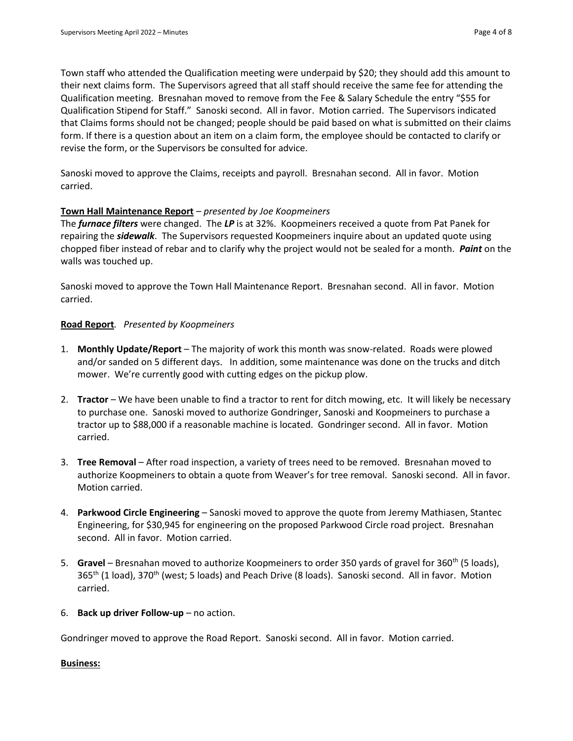Town staff who attended the Qualification meeting were underpaid by $20; they should add this amount to their next claims form. The Supervisors agreed that all staff should receive the same fee for attending the Qualification meeting. Bresnahan moved to remove from the Fee & Salary Schedule the entry "$55 for Qualification Stipend for Staff." Sanoski second. All in favor. Motion carried. The Supervisors indicated that Claims forms should not be changed; people should be paid based on what is submitted on their claims form. If there is a question about an item on a claim form, the employee should be contacted to clarify or revise the form, or the Supervisors be consulted for advice.

Sanoski moved to approve the Claims, receipts and payroll. Bresnahan second. All in favor. Motion carried.

**<u>Town Hall Maintenance Report</u>** – *presented by Joe Koopmeiners*

The ***furnace filters*** were changed. The ***LP*** is at 32%. Koopmeiners received a quote from Pat Panek for repairing the ***sidewalk***. The Supervisors requested Koopmeiners inquire about an updated quote using chopped fiber instead of rebar and to clarify why the project would not be sealed for a month. ***Paint*** on the walls was touched up.

Sanoski moved to approve the Town Hall Maintenance Report. Bresnahan second. All in favor. Motion carried.

**<u>Road Report</u>**. *Presented by Koopmeiners*

1. **Monthly Update/Report** – The majority of work this month was snow-related. Roads were plowed and/or sanded on 5 different days. In addition, some maintenance was done on the trucks and ditch mower. We're currently good with cutting edges on the pickup plow.

2. **Tractor** – We have been unable to find a tractor to rent for ditch mowing, etc. It will likely be necessary to purchase one. Sanoski moved to authorize Gondringer, Sanoski and Koopmeiners to purchase a tractor up to $88,000 if a reasonable machine is located. Gondringer second. All in favor. Motion carried.

3. **Tree Removal** – After road inspection, a variety of trees need to be removed. Bresnahan moved to authorize Koopmeiners to obtain a quote from Weaver's for tree removal. Sanoski second. All in favor. Motion carried.

4. **Parkwood Circle Engineering** – Sanoski moved to approve the quote from Jeremy Mathiasen, Stantec Engineering, for $30,945 for engineering on the proposed Parkwood Circle road project. Bresnahan second. All in favor. Motion carried.

5. **Gravel** – Bresnahan moved to authorize Koopmeiners to order 350 yards of gravel for 360th (5 loads), 365th (1 load), 370th (west; 5 loads) and Peach Drive (8 loads). Sanoski second. All in favor. Motion carried.

6. **Back up driver Follow-up** – no action.

Gondringer moved to approve the Road Report. Sanoski second. All in favor. Motion carried.

**<u>Business:</u>**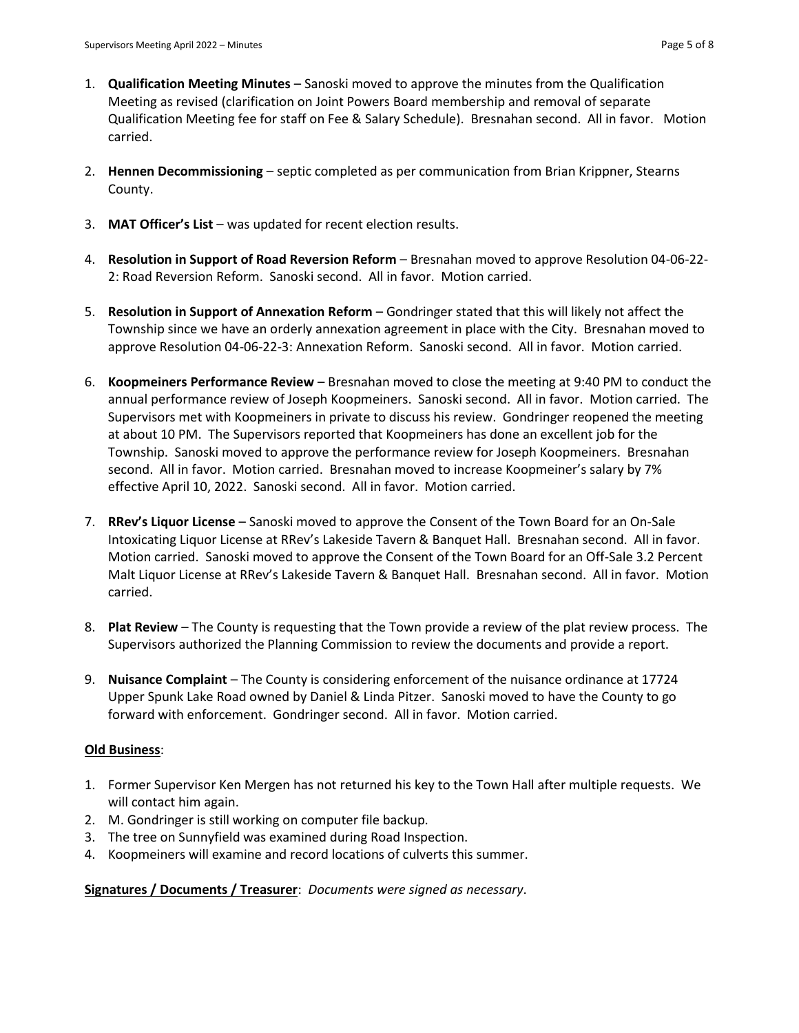1. **Qualification Meeting Minutes** – Sanoski moved to approve the minutes from the Qualification Meeting as revised (clarification on Joint Powers Board membership and removal of separate Qualification Meeting fee for staff on Fee & Salary Schedule). Bresnahan second. All in favor. Motion carried.

2. **Hennen Decommissioning** – septic completed as per communication from Brian Krippner, Stearns County.

3. **MAT Officer's List** – was updated for recent election results.

4. **Resolution in Support of Road Reversion Reform** – Bresnahan moved to approve Resolution 04-06-22-2: Road Reversion Reform. Sanoski second. All in favor. Motion carried.

5. **Resolution in Support of Annexation Reform** – Gondringer stated that this will likely not affect the Township since we have an orderly annexation agreement in place with the City. Bresnahan moved to approve Resolution 04-06-22-3: Annexation Reform. Sanoski second. All in favor. Motion carried.

6. **Koopmeiners Performance Review** – Bresnahan moved to close the meeting at 9:40 PM to conduct the annual performance review of Joseph Koopmeiners. Sanoski second. All in favor. Motion carried. The Supervisors met with Koopmeiners in private to discuss his review. Gondringer reopened the meeting at about 10 PM. The Supervisors reported that Koopmeiners has done an excellent job for the Township. Sanoski moved to approve the performance review for Joseph Koopmeiners. Bresnahan second. All in favor. Motion carried. Bresnahan moved to increase Koopmeiner's salary by 7% effective April 10, 2022. Sanoski second. All in favor. Motion carried.

7. **RRev's Liquor License** – Sanoski moved to approve the Consent of the Town Board for an On-Sale Intoxicating Liquor License at RRev's Lakeside Tavern & Banquet Hall. Bresnahan second. All in favor. Motion carried. Sanoski moved to approve the Consent of the Town Board for an Off-Sale 3.2 Percent Malt Liquor License at RRev's Lakeside Tavern & Banquet Hall. Bresnahan second. All in favor. Motion carried.

8. **Plat Review** – The County is requesting that the Town provide a review of the plat review process. The Supervisors authorized the Planning Commission to review the documents and provide a report.

9. **Nuisance Complaint** – The County is considering enforcement of the nuisance ordinance at 17724 Upper Spunk Lake Road owned by Daniel & Linda Pitzer. Sanoski moved to have the County to go forward with enforcement. Gondringer second. All in favor. Motion carried.

**Old Business**:

1. Former Supervisor Ken Mergen has not returned his key to the Town Hall after multiple requests. We will contact him again.
2. M. Gondringer is still working on computer file backup.
3. The tree on Sunnyfield was examined during Road Inspection.
4. Koopmeiners will examine and record locations of culverts this summer.

**Signatures / Documents / Treasurer**: *Documents were signed as necessary*.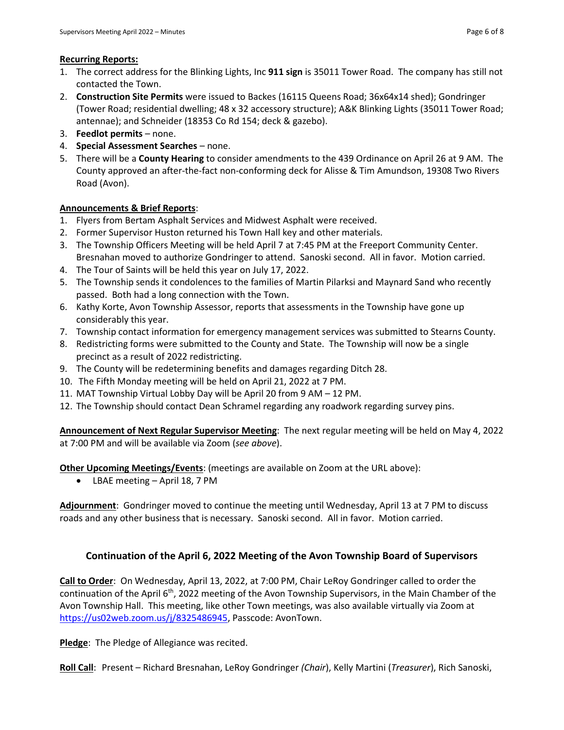**Recurring Reports:**

1. The correct address for the Blinking Lights, Inc **911 sign** is 35011 Tower Road. The company has still not contacted the Town.
2. **Construction Site Permits** were issued to Backes (16115 Queens Road; 36x64x14 shed); Gondringer (Tower Road; residential dwelling; 48 x 32 accessory structure); A&K Blinking Lights (35011 Tower Road; antennae); and Schneider (18353 Co Rd 154; deck & gazebo).
3. **Feedlot permits** – none.
4. **Special Assessment Searches** – none.
5. There will be a **County Hearing** to consider amendments to the 439 Ordinance on April 26 at 9 AM. The County approved an after-the-fact non-conforming deck for Alisse & Tim Amundson, 19308 Two Rivers Road (Avon).

**Announcements & Brief Reports**:

1. Flyers from Bertam Asphalt Services and Midwest Asphalt were received.
2. Former Supervisor Huston returned his Town Hall key and other materials.
3. The Township Officers Meeting will be held April 7 at 7:45 PM at the Freeport Community Center. Bresnahan moved to authorize Gondringer to attend. Sanoski second. All in favor. Motion carried.
4. The Tour of Saints will be held this year on July 17, 2022.
5. The Township sends it condolences to the families of Martin Pilarksi and Maynard Sand who recently passed. Both had a long connection with the Town.
6. Kathy Korte, Avon Township Assessor, reports that assessments in the Township have gone up considerably this year.
7. Township contact information for emergency management services was submitted to Stearns County.
8. Redistricting forms were submitted to the County and State. The Township will now be a single precinct as a result of 2022 redistricting.
9. The County will be redetermining benefits and damages regarding Ditch 28.
10. The Fifth Monday meeting will be held on April 21, 2022 at 7 PM.
11. MAT Township Virtual Lobby Day will be April 20 from 9 AM – 12 PM.
12. The Township should contact Dean Schramel regarding any roadwork regarding survey pins.

**Announcement of Next Regular Supervisor Meeting**: The next regular meeting will be held on May 4, 2022 at 7:00 PM and will be available via Zoom (*see above*).

**Other Upcoming Meetings/Events**: (meetings are available on Zoom at the URL above):

- LBAE meeting – April 18, 7 PM

**Adjournment**: Gondringer moved to continue the meeting until Wednesday, April 13 at 7 PM to discuss roads and any other business that is necessary. Sanoski second. All in favor. Motion carried.

## Continuation of the April 6, 2022 Meeting of the Avon Township Board of Supervisors

**Call to Order**: On Wednesday, April 13, 2022, at 7:00 PM, Chair LeRoy Gondringer called to order the continuation of the April 6th, 2022 meeting of the Avon Township Supervisors, in the Main Chamber of the Avon Township Hall. This meeting, like other Town meetings, was also available virtually via Zoom at https://us02web.zoom.us/j/8325486945, Passcode: AvonTown.

**Pledge**: The Pledge of Allegiance was recited.

**Roll Call**: Present – Richard Bresnahan, LeRoy Gondringer *(Chair)*, Kelly Martini (*Treasurer*), Rich Sanoski,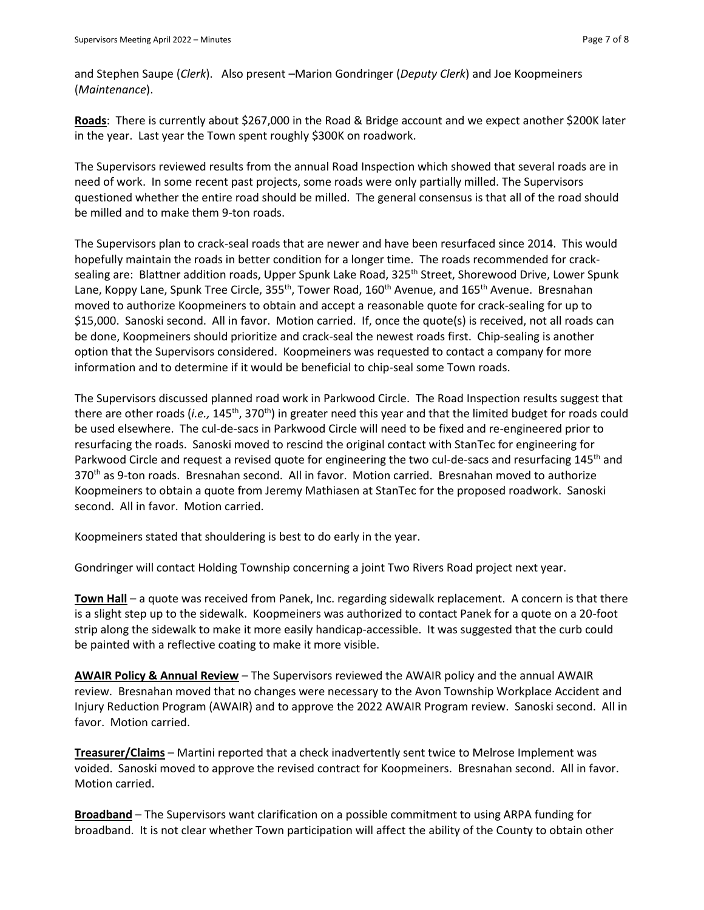and Stephen Saupe (*Clerk*). Also present –Marion Gondringer (*Deputy Clerk*) and Joe Koopmeiners (*Maintenance*).

**Roads**: There is currently about $267,000 in the Road & Bridge account and we expect another $200K later in the year. Last year the Town spent roughly $300K on roadwork.

The Supervisors reviewed results from the annual Road Inspection which showed that several roads are in need of work. In some recent past projects, some roads were only partially milled. The Supervisors questioned whether the entire road should be milled. The general consensus is that all of the road should be milled and to make them 9-ton roads.

The Supervisors plan to crack-seal roads that are newer and have been resurfaced since 2014. This would hopefully maintain the roads in better condition for a longer time. The roads recommended for crack-sealing are: Blattner addition roads, Upper Spunk Lake Road, 325th Street, Shorewood Drive, Lower Spunk Lane, Koppy Lane, Spunk Tree Circle, 355th, Tower Road, 160th Avenue, and 165th Avenue. Bresnahan moved to authorize Koopmeiners to obtain and accept a reasonable quote for crack-sealing for up to $15,000. Sanoski second. All in favor. Motion carried. If, once the quote(s) is received, not all roads can be done, Koopmeiners should prioritize and crack-seal the newest roads first. Chip-sealing is another option that the Supervisors considered. Koopmeiners was requested to contact a company for more information and to determine if it would be beneficial to chip-seal some Town roads.

The Supervisors discussed planned road work in Parkwood Circle. The Road Inspection results suggest that there are other roads (*i.e.,* 145th, 370th) in greater need this year and that the limited budget for roads could be used elsewhere. The cul-de-sacs in Parkwood Circle will need to be fixed and re-engineered prior to resurfacing the roads. Sanoski moved to rescind the original contact with StanTec for engineering for Parkwood Circle and request a revised quote for engineering the two cul-de-sacs and resurfacing 145th and 370th as 9-ton roads. Bresnahan second. All in favor. Motion carried. Bresnahan moved to authorize Koopmeiners to obtain a quote from Jeremy Mathiasen at StanTec for the proposed roadwork. Sanoski second. All in favor. Motion carried.

Koopmeiners stated that shouldering is best to do early in the year.

Gondringer will contact Holding Township concerning a joint Two Rivers Road project next year.

**Town Hall** – a quote was received from Panek, Inc. regarding sidewalk replacement. A concern is that there is a slight step up to the sidewalk. Koopmeiners was authorized to contact Panek for a quote on a 20-foot strip along the sidewalk to make it more easily handicap-accessible. It was suggested that the curb could be painted with a reflective coating to make it more visible.

**AWAIR Policy & Annual Review** – The Supervisors reviewed the AWAIR policy and the annual AWAIR review. Bresnahan moved that no changes were necessary to the Avon Township Workplace Accident and Injury Reduction Program (AWAIR) and to approve the 2022 AWAIR Program review. Sanoski second. All in favor. Motion carried.

**Treasurer/Claims** – Martini reported that a check inadvertently sent twice to Melrose Implement was voided. Sanoski moved to approve the revised contract for Koopmeiners. Bresnahan second. All in favor. Motion carried.

**Broadband** – The Supervisors want clarification on a possible commitment to using ARPA funding for broadband. It is not clear whether Town participation will affect the ability of the County to obtain other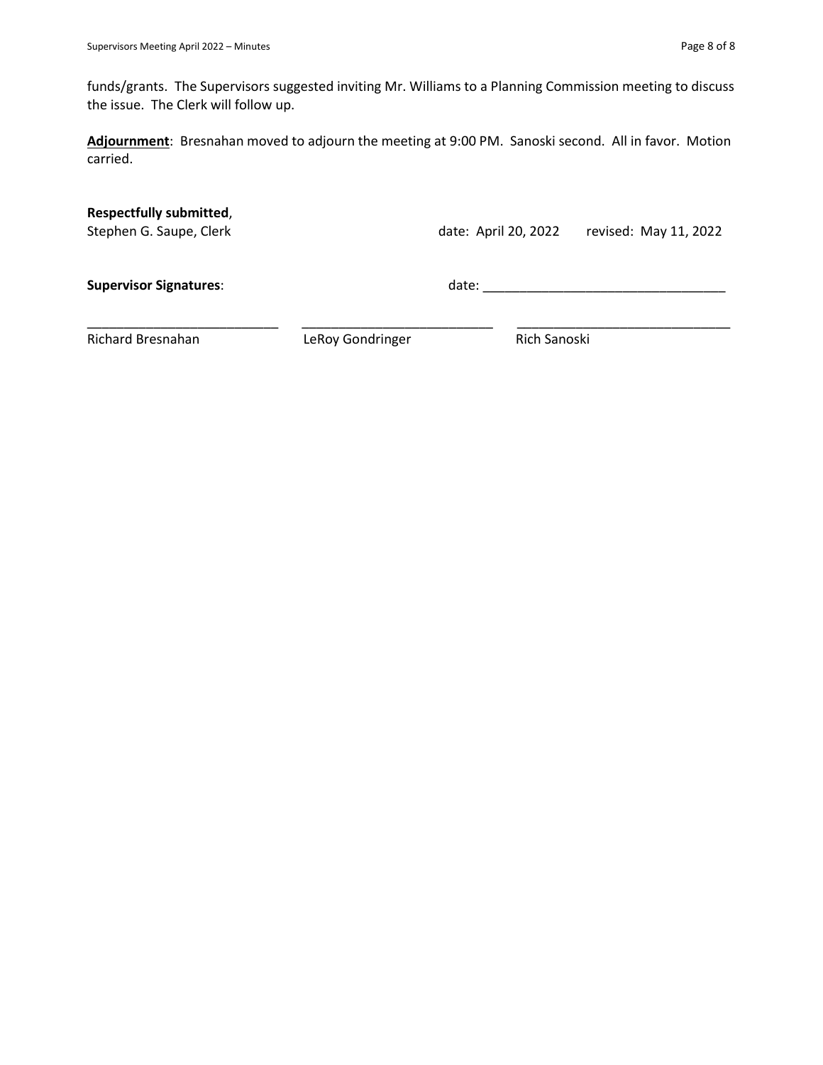funds/grants. The Supervisors suggested inviting Mr. Williams to a Planning Commission meeting to discuss the issue. The Clerk will follow up.

**Adjournment**: Bresnahan moved to adjourn the meeting at 9:00 PM. Sanoski second. All in favor. Motion carried.

**Respectfully submitted**,
Stephen G. Saupe, Clerk    date: April 20, 2022    revised: May 11, 2022

**Supervisor Signatures**:    date: ________________________________

__________________________    __________________________    ____________________________
Richard Bresnahan    LeRoy Gondringer    Rich Sanoski